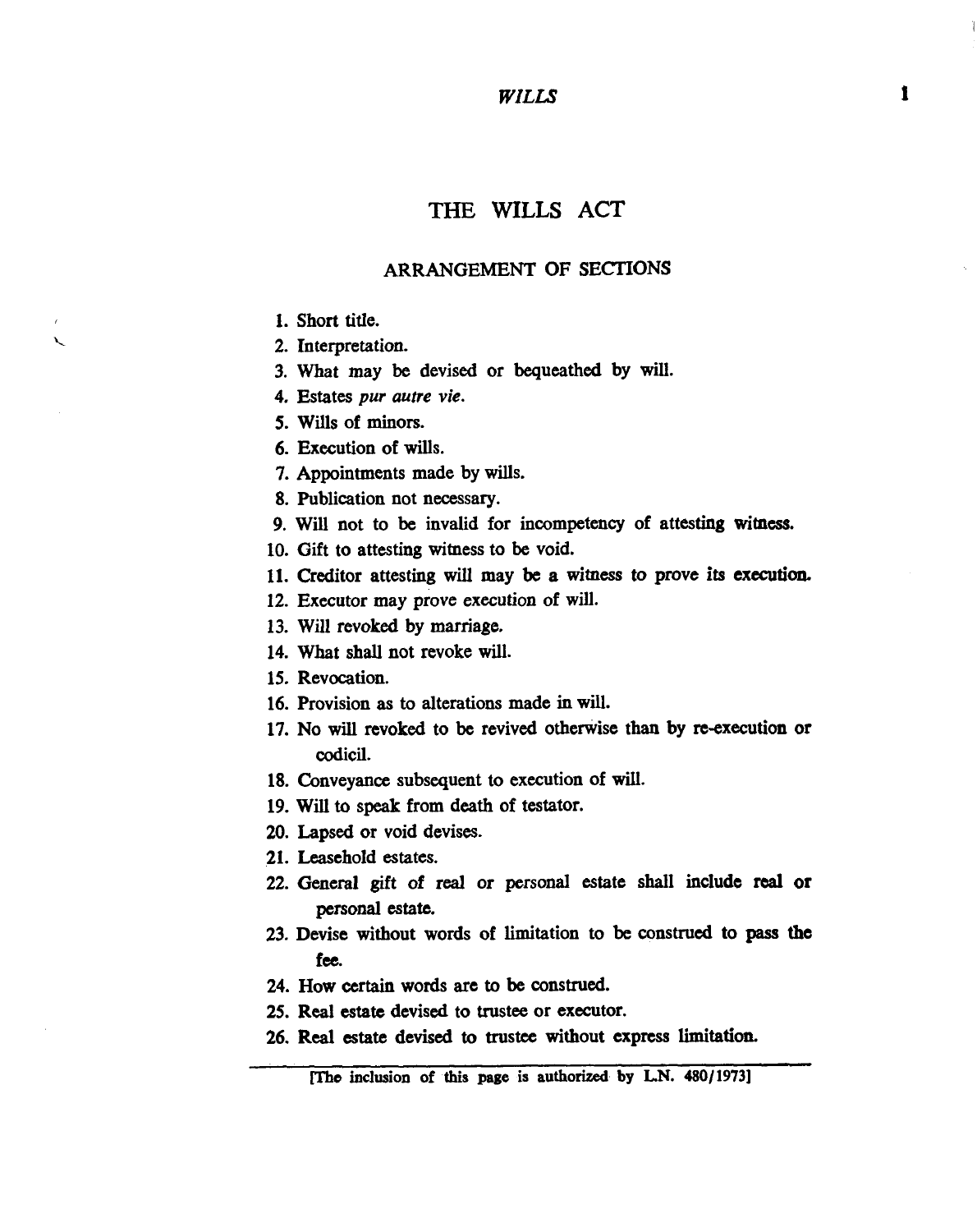# THE WILLS ACT

## ARRANGEMENT OF SECTIONS

1. Short title.
2. Interpretation.
3. What may be devised or bequeathed by will.
4. Estates *pur autre vie*.
5. Wills of minors.
6. Execution of wills.
7. Appointments made by wills.
8. Publication not necessary.
9. Will not to be invalid for incompetency of attesting witness.
10. Gift to attesting witness to be void.
11. Creditor attesting will may be a witness to prove its execution.
12. Executor may prove execution of will.
13. Will revoked by marriage.
14. What shall not revoke will.
15. Revocation.
16. Provision as to alterations made in will.
17. No will revoked to be revived otherwise than by re-execution or codicil.
18. Conveyance subsequent to execution of will.
19. Will to speak from death of testator.
20. Lapsed or void devises.
21. Leasehold estates.
22. General gift of real or personal estate shall include real or personal estate.
23. Devise without words of limitation to be construed to pass the fee.
24. How certain words are to be construed.
25. Real estate devised to trustee or executor.
26. Real estate devised to trustee without express limitation.

[The inclusion of this page is authorized by L.N. 480/1973]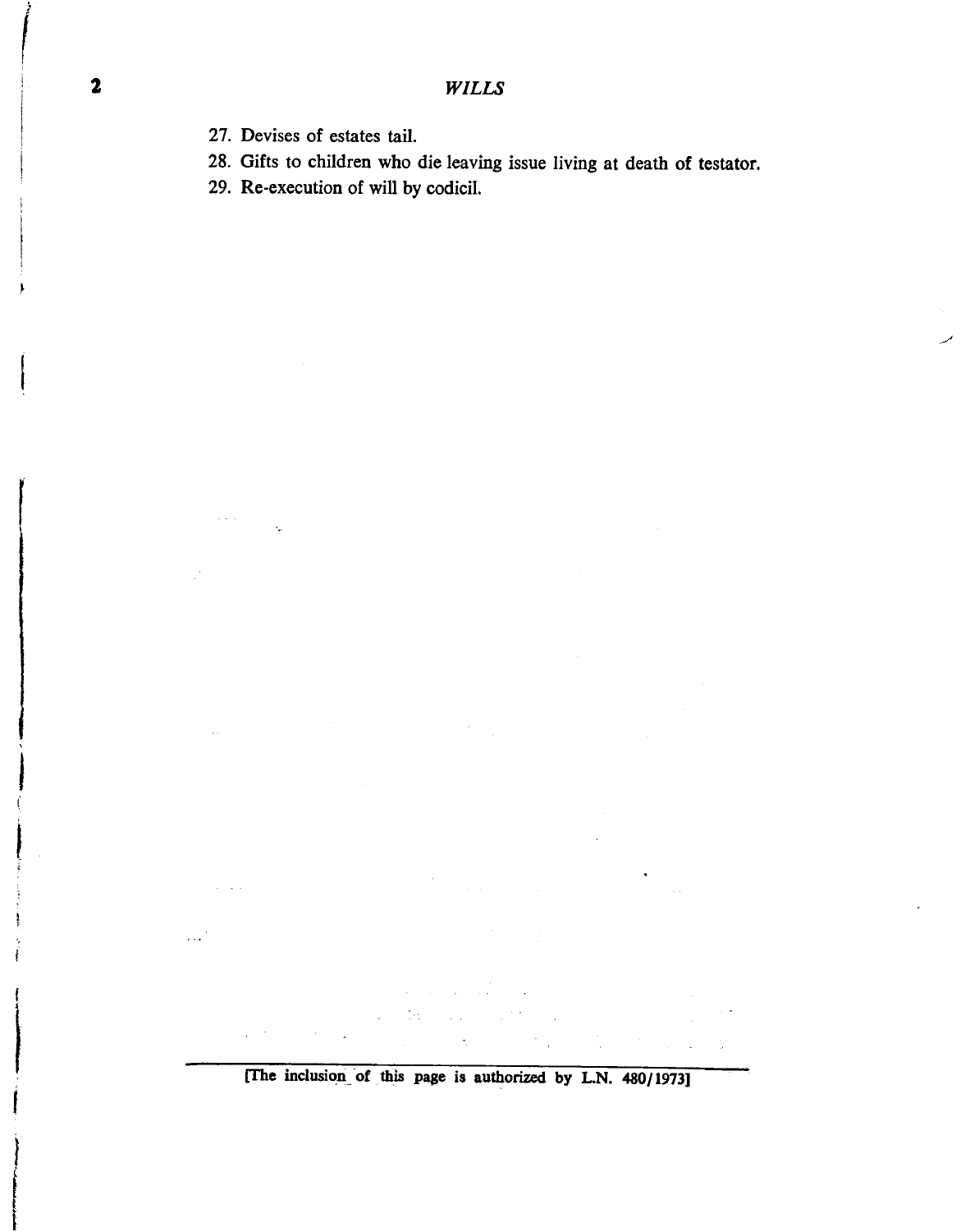27. Devises of estates tail.
28. Gifts to children who die leaving issue living at death of testator.
29. Re-execution of will by codicil.

[The inclusion of this page is authorized by L.N. 480/1973]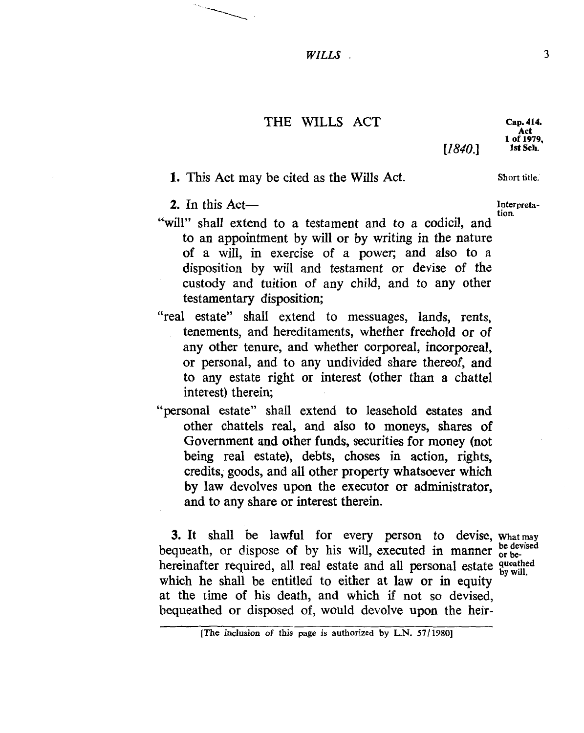# THE WILLS ACT

Cap. 414. Act 1 of 1979, 1st Sch.

*[1840.]*

**1.** This Act may be cited as the Wills Act.

Short title.

**2.** In this Act—

Interpretation.

"will" shall extend to a testament and to a codicil, and to an appointment by will or by writing in the nature of a will, in exercise of a power; and also to a disposition by will and testament or devise of the custody and tuition of any child, and to any other testamentary disposition;

"real estate" shall extend to messuages, lands, rents, tenements, and hereditaments, whether freehold or of any other tenure, and whether corporeal, incorporeal, or personal, and to any undivided share thereof, and to any estate right or interest (other than a chattel interest) therein;

"personal estate" shall extend to leasehold estates and other chattels real, and also to moneys, shares of Government and other funds, securities for money (not being real estate), debts, choses in action, rights, credits, goods, and all other property whatsoever which by law devolves upon the executor or administrator, and to any share or interest therein.

**3.** It shall be lawful for every person to devise, bequeath, or dispose of by his will, executed in manner hereinafter required, all real estate and all personal estate which he shall be entitled to either at law or in equity at the time of his death, and which if not so devised, bequeathed or disposed of, would devolve upon the heir-

What may be devised or bequeathed by will.

[The inclusion of this page is authorized by L.N. 57/1980]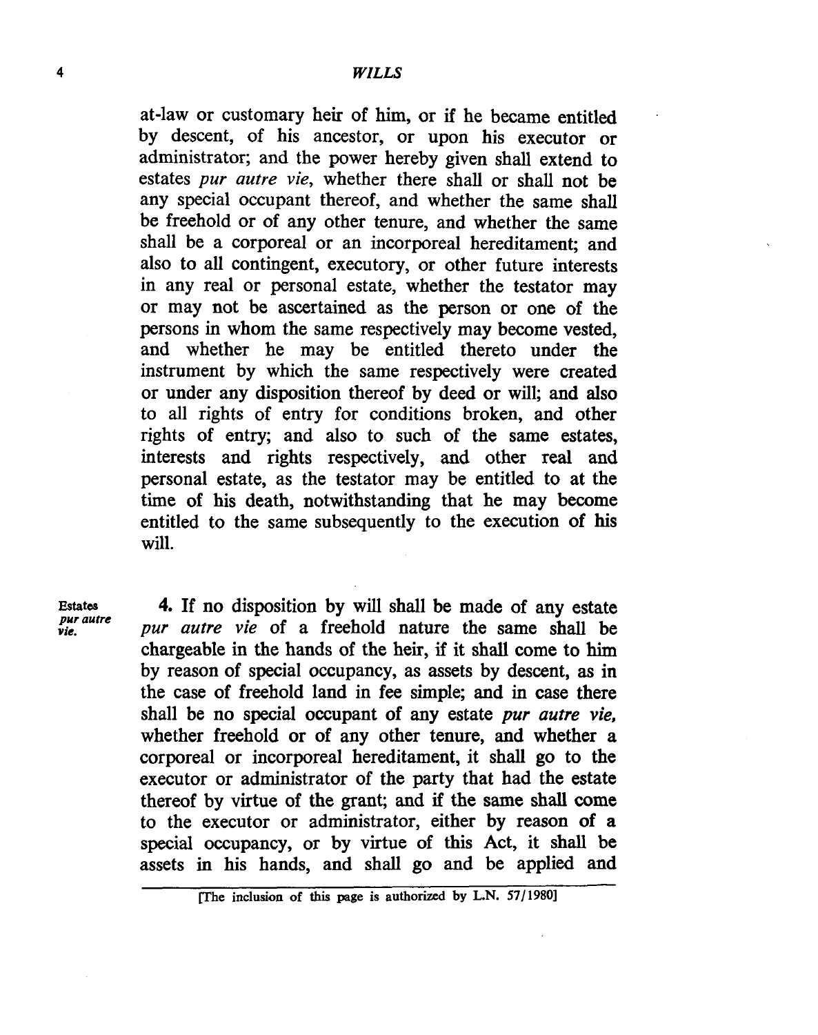at-law or customary heir of him, or if he became entitled by descent, of his ancestor, or upon his executor or administrator; and the power hereby given shall extend to estates *pur autre vie*, whether there shall or shall not be any special occupant thereof, and whether the same shall be freehold or of any other tenure, and whether the same shall be a corporeal or an incorporeal hereditament; and also to all contingent, executory, or other future interests in any real or personal estate, whether the testator may or may not be ascertained as the person or one of the persons in whom the same respectively may become vested, and whether he may be entitled thereto under the instrument by which the same respectively were created or under any disposition thereof by deed or will; and also to all rights of entry for conditions broken, and other rights of entry; and also to such of the same estates, interests and rights respectively, and other real and personal estate, as the testator may be entitled to at the time of his death, notwithstanding that he may become entitled to the same subsequently to the execution of his will.

Estates *pur autre vie.*

4. If no disposition by will shall be made of any estate *pur autre vie* of a freehold nature the same shall be chargeable in the hands of the heir, if it shall come to him by reason of special occupancy, as assets by descent, as in the case of freehold land in fee simple; and in case there shall be no special occupant of any estate *pur autre vie,* whether freehold or of any other tenure, and whether a corporeal or incorporeal hereditament, it shall go to the executor or administrator of the party that had the estate thereof by virtue of the grant; and if the same shall come to the executor or administrator, either by reason of a special occupancy, or by virtue of this Act, it shall be assets in his hands, and shall go and be applied and

[The inclusion of this page is authorized by L.N. 57/1980]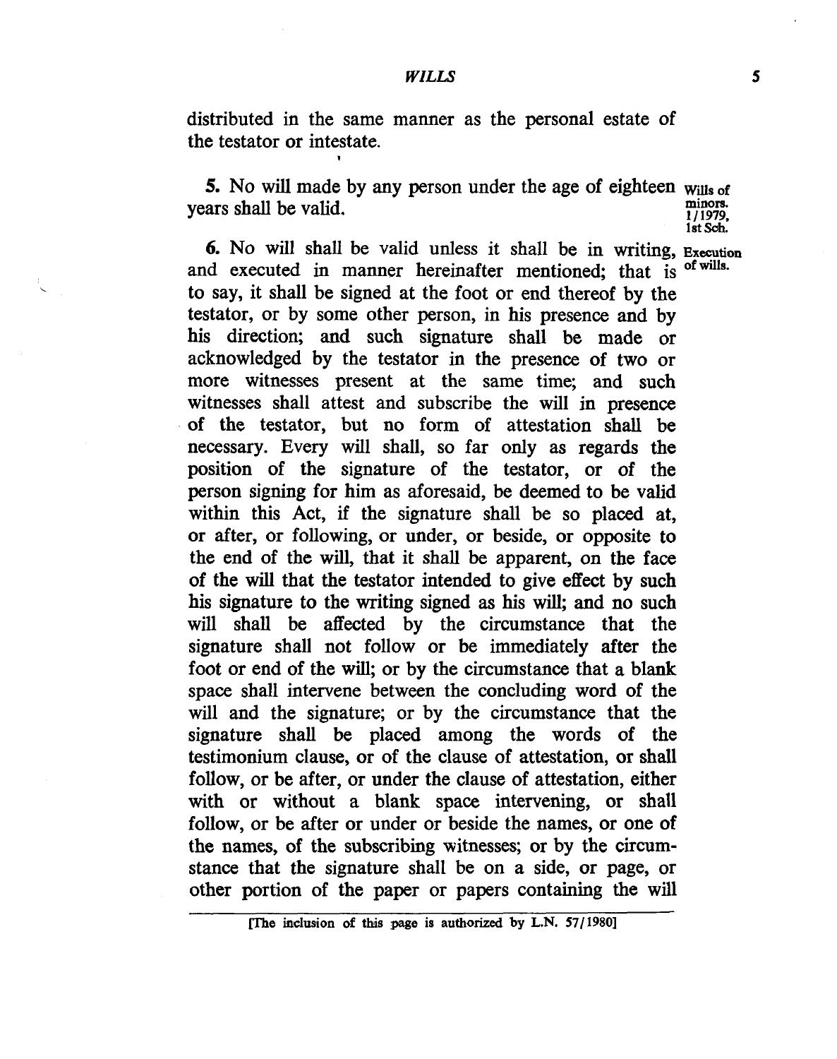distributed in the same manner as the personal estate of the testator or intestate.

**5.** No will made by any person under the age of eighteen years shall be valid.

*Wills of minors. 1/1979. 1st Sch.*

**6.** No will shall be valid unless it shall be in writing, and executed in manner hereinafter mentioned; that is to say, it shall be signed at the foot or end thereof by the testator, or by some other person, in his presence and by his direction; and such signature shall be made or acknowledged by the testator in the presence of two or more witnesses present at the same time; and such witnesses shall attest and subscribe the will in presence of the testator, but no form of attestation shall be necessary. Every will shall, so far only as regards the position of the signature of the testator, or of the person signing for him as aforesaid, be deemed to be valid within this Act, if the signature shall be so placed at, or after, or following, or under, or beside, or opposite to the end of the will, that it shall be apparent, on the face of the will that the testator intended to give effect by such his signature to the writing signed as his will; and no such will shall be affected by the circumstance that the signature shall not follow or be immediately after the foot or end of the will; or by the circumstance that a blank space shall intervene between the concluding word of the will and the signature; or by the circumstance that the signature shall be placed among the words of the testimonium clause, or of the clause of attestation, or shall follow, or be after, or under the clause of attestation, either with or without a blank space intervening, or shall follow, or be after or under or beside the names, or one of the names, of the subscribing witnesses; or by the circumstance that the signature shall be on a side, or page, or other portion of the paper or papers containing the will

*Execution of wills.*

[The inclusion of this page is authorized by L.N. 57/1980]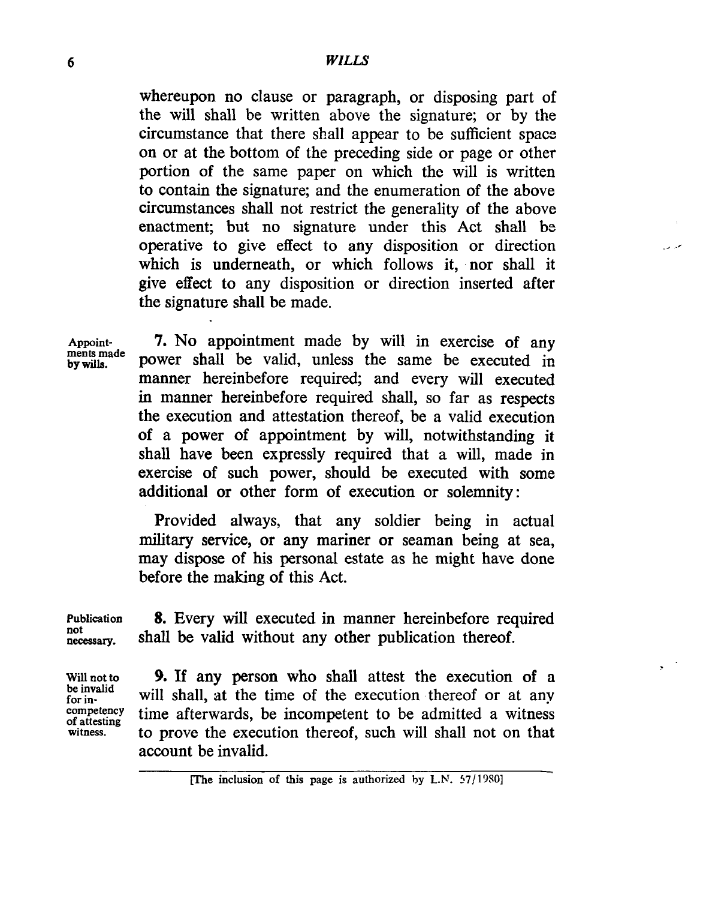whereupon no clause or paragraph, or disposing part of the will shall be written above the signature; or by the circumstance that there shall appear to be sufficient space on or at the bottom of the preceding side or page or other portion of the same paper on which the will is written to contain the signature; and the enumeration of the above circumstances shall not restrict the generality of the above enactment; but no signature under this Act shall be operative to give effect to any disposition or direction which is underneath, or which follows it, nor shall it give effect to any disposition or direction inserted after the signature shall be made.

Appointments made by wills.

7. No appointment made by will in exercise of any power shall be valid, unless the same be executed in manner hereinbefore required; and every will executed in manner hereinbefore required shall, so far as respects the execution and attestation thereof, be a valid execution of a power of appointment by will, notwithstanding it shall have been expressly required that a will, made in exercise of such power, should be executed with some additional or other form of execution or solemnity:

Provided always, that any soldier being in actual military service, or any mariner or seaman being at sea, may dispose of his personal estate as he might have done before the making of this Act.

Publication not necessary.

8. Every will executed in manner hereinbefore required shall be valid without any other publication thereof.

Will not to be invalid for incompetency of attesting witness.

9. If any person who shall attest the execution of a will shall, at the time of the execution thereof or at any time afterwards, be incompetent to be admitted a witness to prove the execution thereof, such will shall not on that account be invalid.

[The inclusion of this page is authorized by L.N. 57/1980]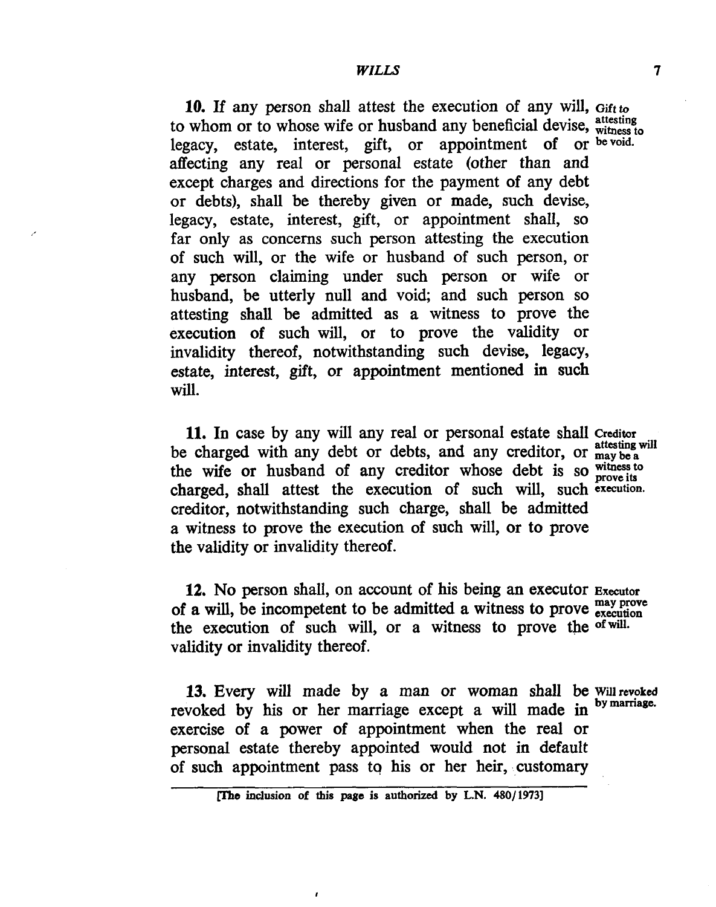**10.** If any person shall attest the execution of any will, to whom or to whose wife or husband any beneficial devise, legacy, estate, interest, gift, or appointment of or affecting any real or personal estate (other than and except charges and directions for the payment of any debt or debts), shall be thereby given or made, such devise, legacy, estate, interest, gift, or appointment shall, so far only as concerns such person attesting the execution of such will, or the wife or husband of such person, or any person claiming under such person or wife or husband, be utterly null and void; and such person so attesting shall be admitted as a witness to prove the execution of such will, or to prove the validity or invalidity thereof, notwithstanding such devise, legacy, estate, interest, gift, or appointment mentioned in such will.

*Gift to attesting witness to be void.*

**11.** In case by any will any real or personal estate shall be charged with any debt or debts, and any creditor, or the wife or husband of any creditor whose debt is so charged, shall attest the execution of such will, such creditor, notwithstanding such charge, shall be admitted a witness to prove the execution of such will, or to prove the validity or invalidity thereof.

*Creditor attesting will may be a witness to prove its execution.*

**12.** No person shall, on account of his being an executor of a will, be incompetent to be admitted a witness to prove the execution of such will, or a witness to prove the validity or invalidity thereof.

*Executor may prove execution of will.*

**13.** Every will made by a man or woman shall be revoked by his or her marriage except a will made in exercise of a power of appointment when the real or personal estate thereby appointed would not in default of such appointment pass to his or her heir, customary

*Will revoked by marriage.*

[The inclusion of this page is authorized by L.N. 480/1973]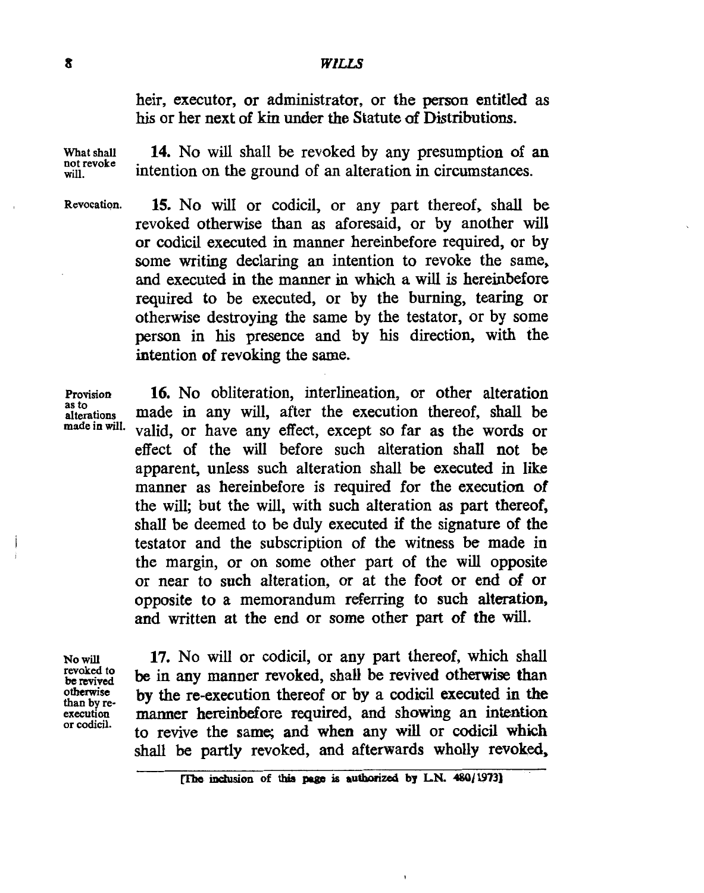heir, executor, or administrator, or the person entitled as his or her next of kin under the Statute of Distributions.

What shall not revoke will.

**14.** No will shall be revoked by any presumption of an intention on the ground of an alteration in circumstances.

Revocation.

**15.** No will or codicil, or any part thereof, shall be revoked otherwise than as aforesaid, or by another will or codicil executed in manner hereinbefore required, or by some writing declaring an intention to revoke the same, and executed in the manner in which a will is hereinbefore required to be executed, or by the burning, tearing or otherwise destroying the same by the testator, or by some person in his presence and by his direction, with the intention of revoking the same.

Provision as to alterations made in will.

**16.** No obliteration, interlineation, or other alteration made in any will, after the execution thereof, shall be valid, or have any effect, except so far as the words or effect of the will before such alteration shall not be apparent, unless such alteration shall be executed in like manner as hereinbefore is required for the execution of the will; but the will, with such alteration as part thereof, shall be deemed to be duly executed if the signature of the testator and the subscription of the witness be made in the margin, or on some other part of the will opposite or near to such alteration, or at the foot or end of or opposite to a memorandum referring to such alteration, and written at the end or some other part of the will.

No will revoked to be revived otherwise than by re-execution or codicil.

**17.** No will or codicil, or any part thereof, which shall be in any manner revoked, shall be revived otherwise than by the re-execution thereof or by a codicil executed in the manner hereinbefore required, and showing an intention to revive the same; and when any will or codicil which shall be partly revoked, and afterwards wholly revoked,

[The inclusion of this page is authorized by L.N. 480/1973]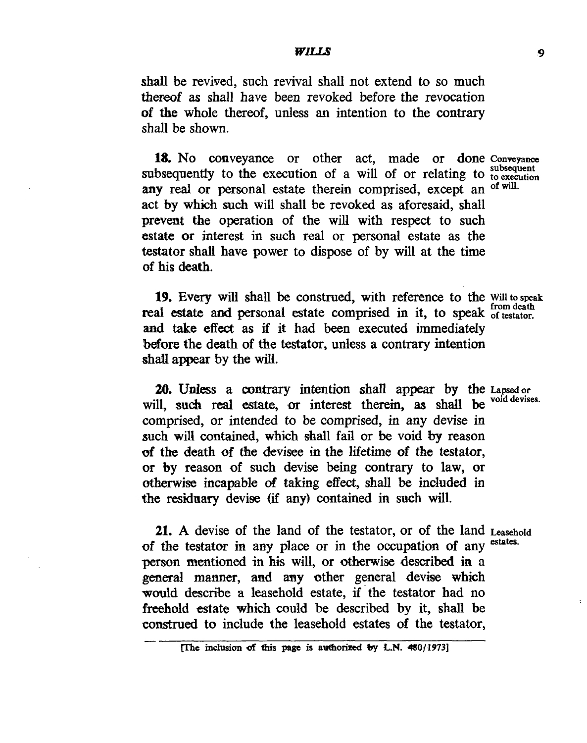shall be revived, such revival shall not extend to so much thereof as shall have been revoked before the revocation of the whole thereof, unless an intention to the contrary shall be shown.

**18.** No conveyance or other act, made or done subsequently to the execution of a will of or relating to any real or personal estate therein comprised, except an act by which such will shall be revoked as aforesaid, shall prevent the operation of the will with respect to such estate or interest in such real or personal estate as the testator shall have power to dispose of by will at the time of his death.

*Conveyance subsequent to execution of will.*

**19.** Every will shall be construed, with reference to the real estate and personal estate comprised in it, to speak and take effect as if it had been executed immediately before the death of the testator, unless a contrary intention shall appear by the will.

*Will to speak from death of testator.*

**20.** Unless a contrary intention shall appear by the will, such real estate, or interest therein, as shall be comprised, or intended to be comprised, in any devise in such will contained, which shall fail or be void by reason of the death of the devisee in the lifetime of the testator, or by reason of such devise being contrary to law, or otherwise incapable of taking effect, shall be included in the residuary devise (if any) contained in such will.

*Lapsed or void devises.*

**21.** A devise of the land of the testator, or of the land of the testator in any place or in the occupation of any person mentioned in his will, or otherwise described in a general manner, and any other general devise which would describe a leasehold estate, if the testator had no freehold estate which could be described by it, shall be construed to include the leasehold estates of the testator,

*Leasehold estates.*

[The inclusion of this page is authorized by L.N. 480/1973]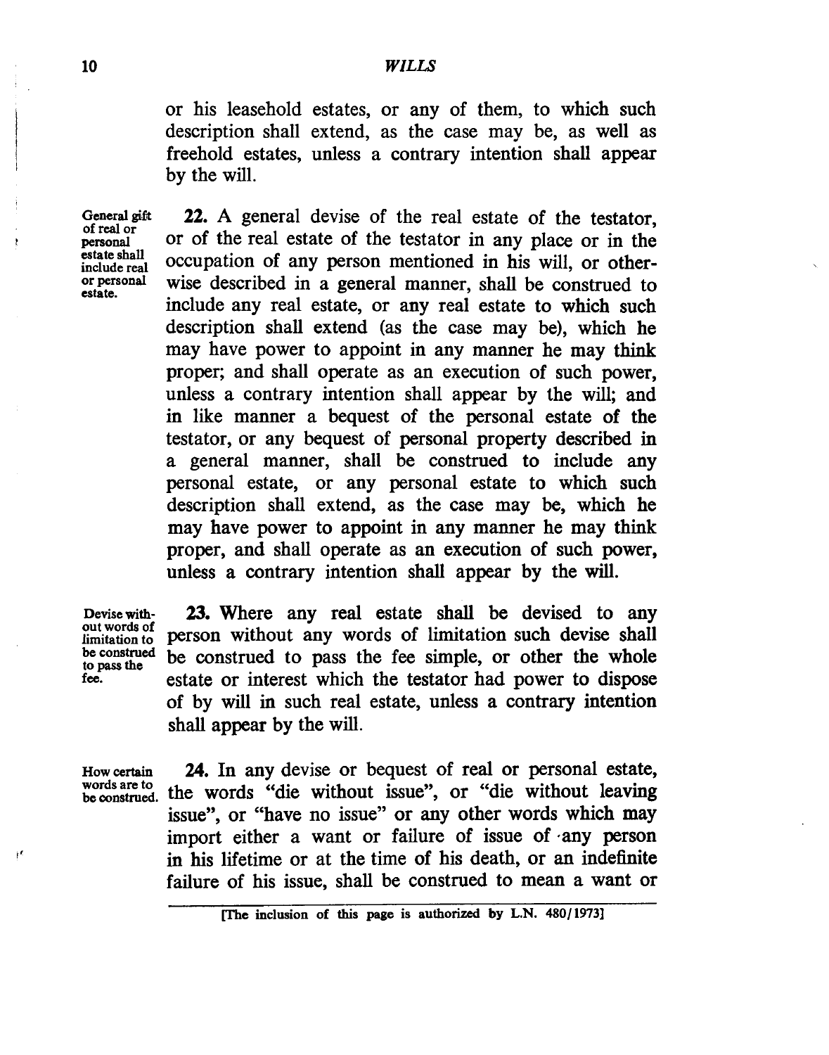or his leasehold estates, or any of them, to which such description shall extend, as the case may be, as well as freehold estates, unless a contrary intention shall appear by the will.

*General gift of real or personal estate shall include real or personal estate.*

**22.** A general devise of the real estate of the testator, or of the real estate of the testator in any place or in the occupation of any person mentioned in his will, or otherwise described in a general manner, shall be construed to include any real estate, or any real estate to which such description shall extend (as the case may be), which he may have power to appoint in any manner he may think proper; and shall operate as an execution of such power, unless a contrary intention shall appear by the will; and in like manner a bequest of the personal estate of the testator, or any bequest of personal property described in a general manner, shall be construed to include any personal estate, or any personal estate to which such description shall extend, as the case may be, which he may have power to appoint in any manner he may think proper, and shall operate as an execution of such power, unless a contrary intention shall appear by the will.

*Devise without words of limitation to be construed to pass the fee.*

**23.** Where any real estate shall be devised to any person without any words of limitation such devise shall be construed to pass the fee simple, or other the whole estate or interest which the testator had power to dispose of by will in such real estate, unless a contrary intention shall appear by the will.

*How certain words are to be construed.*

**24.** In any devise or bequest of real or personal estate, the words "die without issue", or "die without leaving issue", or "have no issue" or any other words which may import either a want or failure of issue of any person in his lifetime or at the time of his death, or an indefinite failure of his issue, shall be construed to mean a want or

[The inclusion of this page is authorized by L.N. 480/1973]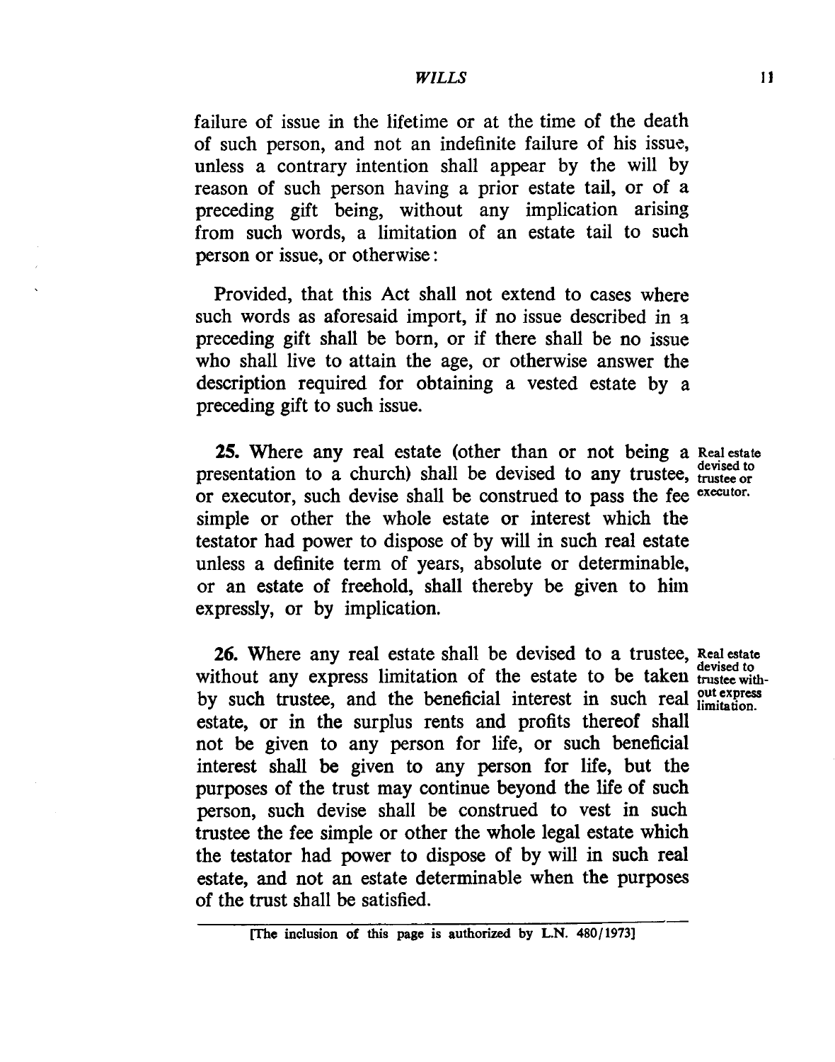failure of issue in the lifetime or at the time of the death of such person, and not an indefinite failure of his issue, unless a contrary intention shall appear by the will by reason of such person having a prior estate tail, or of a preceding gift being, without any implication arising from such words, a limitation of an estate tail to such person or issue, or otherwise:

Provided, that this Act shall not extend to cases where such words as aforesaid import, if no issue described in a preceding gift shall be born, or if there shall be no issue who shall live to attain the age, or otherwise answer the description required for obtaining a vested estate by a preceding gift to such issue.

Real estate devised to trustee or executor.

**25.** Where any real estate (other than or not being a presentation to a church) shall be devised to any trustee, or executor, such devise shall be construed to pass the fee simple or other the whole estate or interest which the testator had power to dispose of by will in such real estate unless a definite term of years, absolute or determinable, or an estate of freehold, shall thereby be given to him expressly, or by implication.

Real estate devised to trustee without express limitation.

**26.** Where any real estate shall be devised to a trustee, without any express limitation of the estate to be taken by such trustee, and the beneficial interest in such real estate, or in the surplus rents and profits thereof shall not be given to any person for life, or such beneficial interest shall be given to any person for life, but the purposes of the trust may continue beyond the life of such person, such devise shall be construed to vest in such trustee the fee simple or other the whole legal estate which the testator had power to dispose of by will in such real estate, and not an estate determinable when the purposes of the trust shall be satisfied.

[The inclusion of this page is authorized by L.N. 480/1973]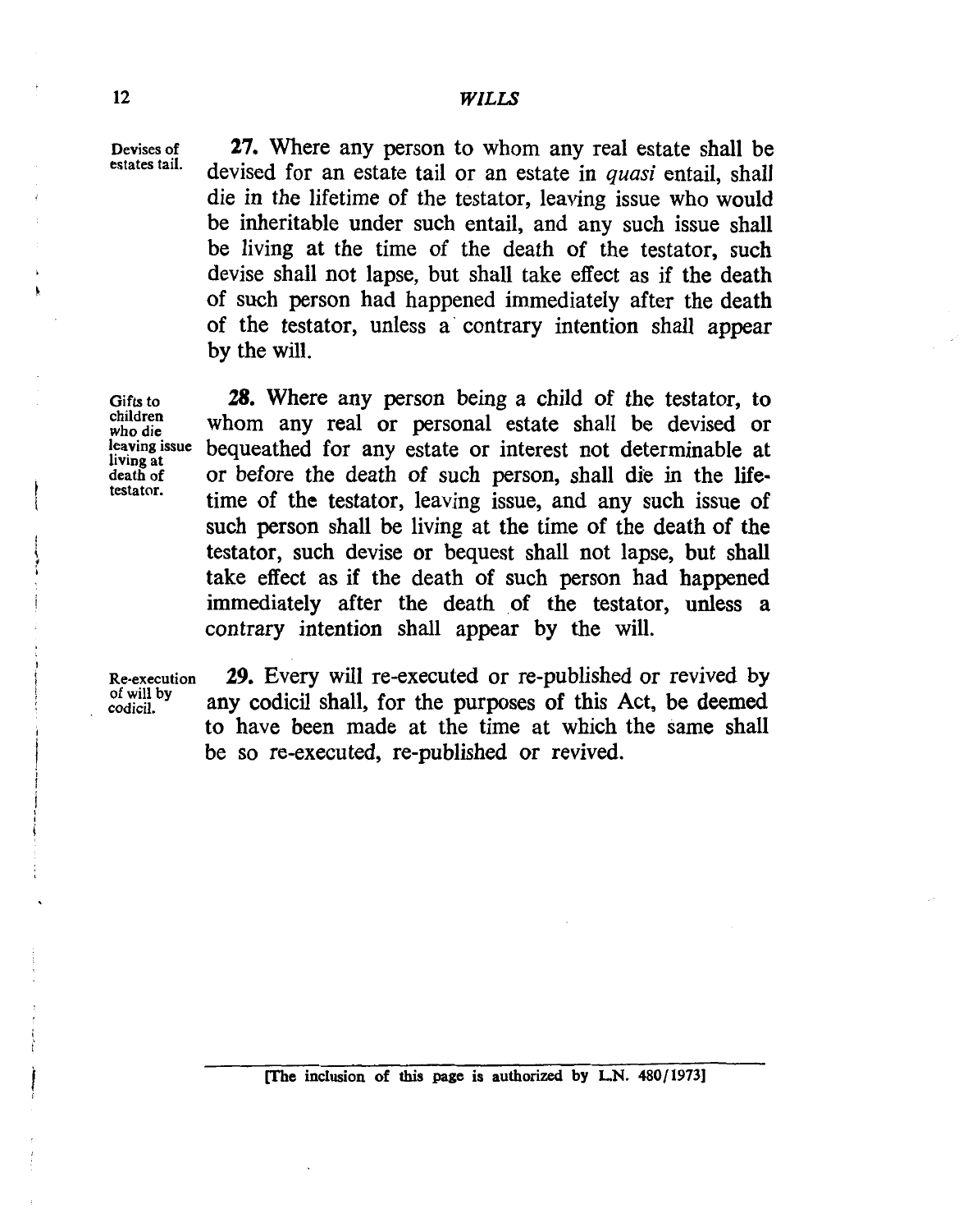**Devises of estates tail.**

**27.** Where any person to whom any real estate shall be devised for an estate tail or an estate in *quasi* entail, shall die in the lifetime of the testator, leaving issue who would be inheritable under such entail, and any such issue shall be living at the time of the death of the testator, such devise shall not lapse, but shall take effect as if the death of such person had happened immediately after the death of the testator, unless a contrary intention shall appear by the will.

**Gifts to children who die leaving issue living at death of testator.**

**28.** Where any person being a child of the testator, to whom any real or personal estate shall be devised or bequeathed for any estate or interest not determinable at or before the death of such person, shall die in the lifetime of the testator, leaving issue, and any such issue of such person shall be living at the time of the death of the testator, such devise or bequest shall not lapse, but shall take effect as if the death of such person had happened immediately after the death of the testator, unless a contrary intention shall appear by the will.

**Re-execution of will by codicil.**

**29.** Every will re-executed or re-published or revived by any codicil shall, for the purposes of this Act, be deemed to have been made at the time at which the same shall be so re-executed, re-published or revived.

[The inclusion of this page is authorized by L.N. 480/1973]